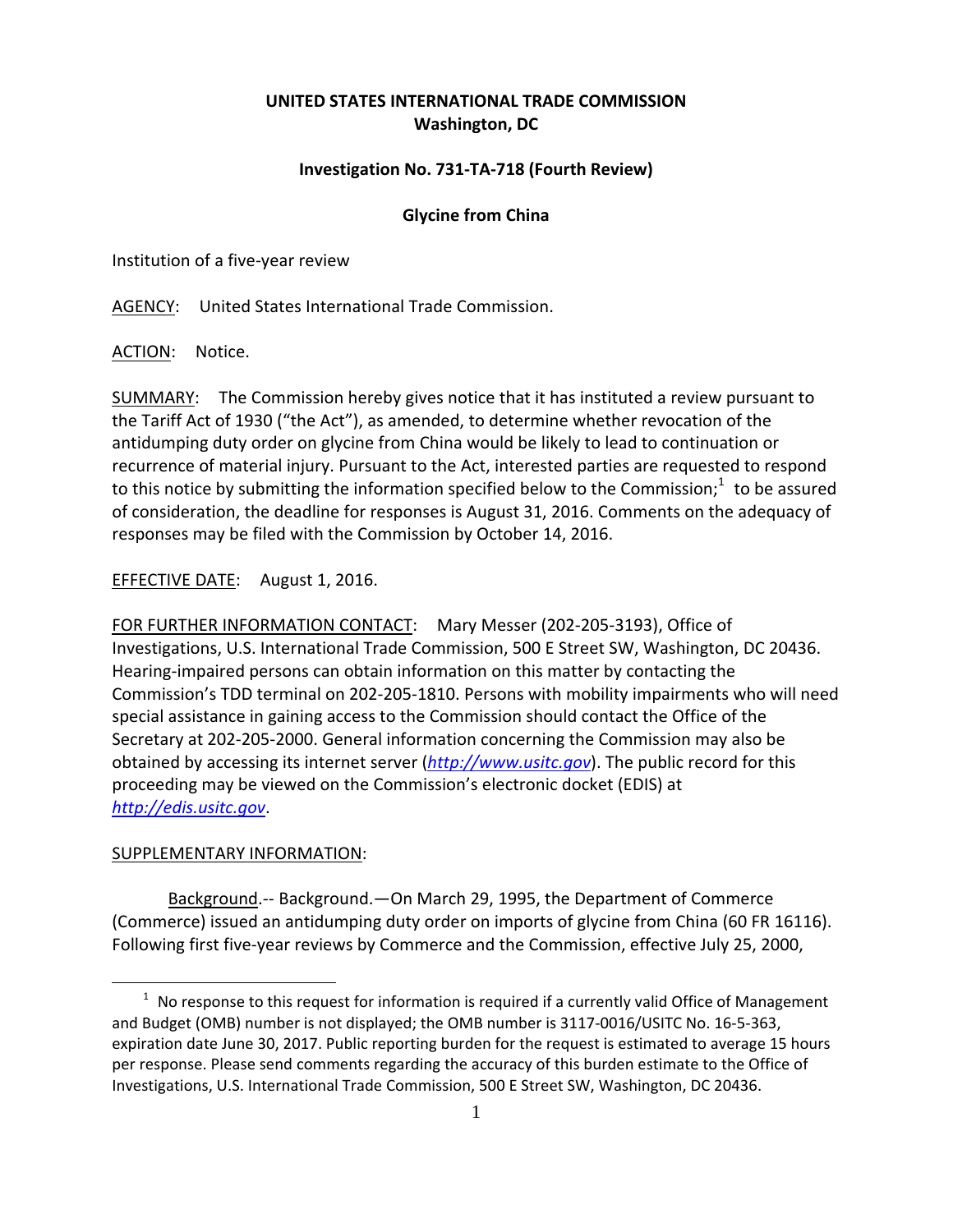**UNITED STATES INTERNATIONAL TRADE COMMISSION**
**Washington, DC**

**Investigation No. 731-TA-718 (Fourth Review)**

**Glycine from China**

Institution of a five-year review

AGENCY: United States International Trade Commission.

ACTION: Notice.

SUMMARY: The Commission hereby gives notice that it has instituted a review pursuant to the Tariff Act of 1930 ("the Act"), as amended, to determine whether revocation of the antidumping duty order on glycine from China would be likely to lead to continuation or recurrence of material injury. Pursuant to the Act, interested parties are requested to respond to this notice by submitting the information specified below to the Commission;[1] to be assured of consideration, the deadline for responses is August 31, 2016. Comments on the adequacy of responses may be filed with the Commission by October 14, 2016.

EFFECTIVE DATE: August 1, 2016.

FOR FURTHER INFORMATION CONTACT: Mary Messer (202-205-3193), Office of Investigations, U.S. International Trade Commission, 500 E Street SW, Washington, DC 20436. Hearing-impaired persons can obtain information on this matter by contacting the Commission's TDD terminal on 202-205-1810. Persons with mobility impairments who will need special assistance in gaining access to the Commission should contact the Office of the Secretary at 202-205-2000. General information concerning the Commission may also be obtained by accessing its internet server (*http://www.usitc.gov*). The public record for this proceeding may be viewed on the Commission's electronic docket (EDIS) at *http://edis.usitc.gov*.

SUPPLEMENTARY INFORMATION:

Background.-- Background.—On March 29, 1995, the Department of Commerce (Commerce) issued an antidumping duty order on imports of glycine from China (60 FR 16116). Following first five-year reviews by Commerce and the Commission, effective July 25, 2000,

[1] No response to this request for information is required if a currently valid Office of Management and Budget (OMB) number is not displayed; the OMB number is 3117-0016/USITC No. 16-5-363, expiration date June 30, 2017. Public reporting burden for the request is estimated to average 15 hours per response. Please send comments regarding the accuracy of this burden estimate to the Office of Investigations, U.S. International Trade Commission, 500 E Street SW, Washington, DC 20436.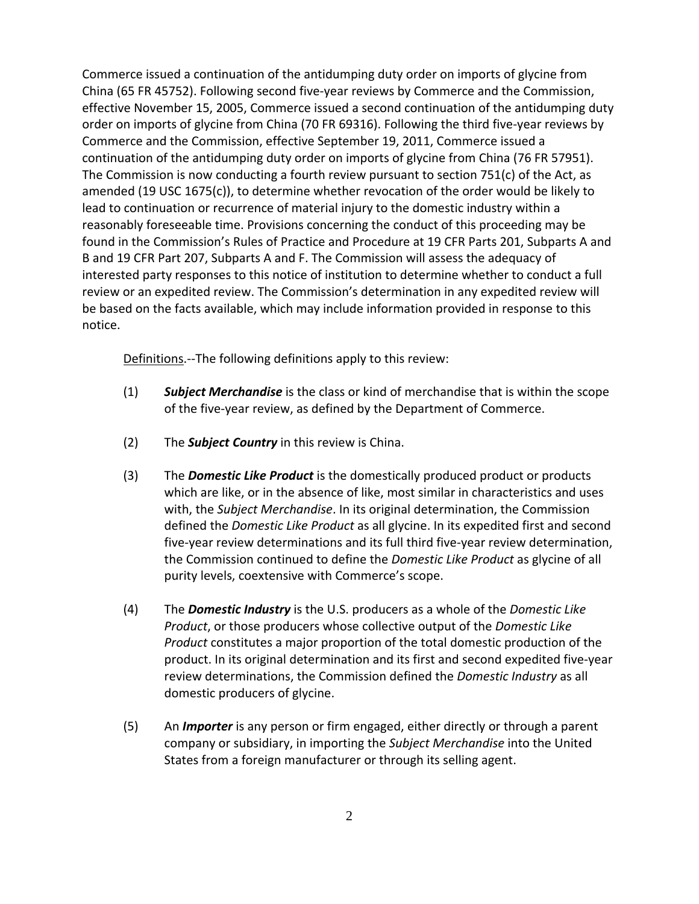Commerce issued a continuation of the antidumping duty order on imports of glycine from China (65 FR 45752). Following second five-year reviews by Commerce and the Commission, effective November 15, 2005, Commerce issued a second continuation of the antidumping duty order on imports of glycine from China (70 FR 69316). Following the third five-year reviews by Commerce and the Commission, effective September 19, 2011, Commerce issued a continuation of the antidumping duty order on imports of glycine from China (76 FR 57951). The Commission is now conducting a fourth review pursuant to section 751(c) of the Act, as amended (19 USC 1675(c)), to determine whether revocation of the order would be likely to lead to continuation or recurrence of material injury to the domestic industry within a reasonably foreseeable time. Provisions concerning the conduct of this proceeding may be found in the Commission's Rules of Practice and Procedure at 19 CFR Parts 201, Subparts A and B and 19 CFR Part 207, Subparts A and F. The Commission will assess the adequacy of interested party responses to this notice of institution to determine whether to conduct a full review or an expedited review. The Commission's determination in any expedited review will be based on the facts available, which may include information provided in response to this notice.

Definitions.--The following definitions apply to this review:

(1) ***Subject Merchandise*** is the class or kind of merchandise that is within the scope of the five-year review, as defined by the Department of Commerce.

(2) The ***Subject Country*** in this review is China.

(3) The ***Domestic Like Product*** is the domestically produced product or products which are like, or in the absence of like, most similar in characteristics and uses with, the *Subject Merchandise*. In its original determination, the Commission defined the *Domestic Like Product* as all glycine. In its expedited first and second five-year review determinations and its full third five-year review determination, the Commission continued to define the *Domestic Like Product* as glycine of all purity levels, coextensive with Commerce's scope.

(4) The ***Domestic Industry*** is the U.S. producers as a whole of the *Domestic Like Product*, or those producers whose collective output of the *Domestic Like Product* constitutes a major proportion of the total domestic production of the product. In its original determination and its first and second expedited five-year review determinations, the Commission defined the *Domestic Industry* as all domestic producers of glycine.

(5) An ***Importer*** is any person or firm engaged, either directly or through a parent company or subsidiary, in importing the *Subject Merchandise* into the United States from a foreign manufacturer or through its selling agent.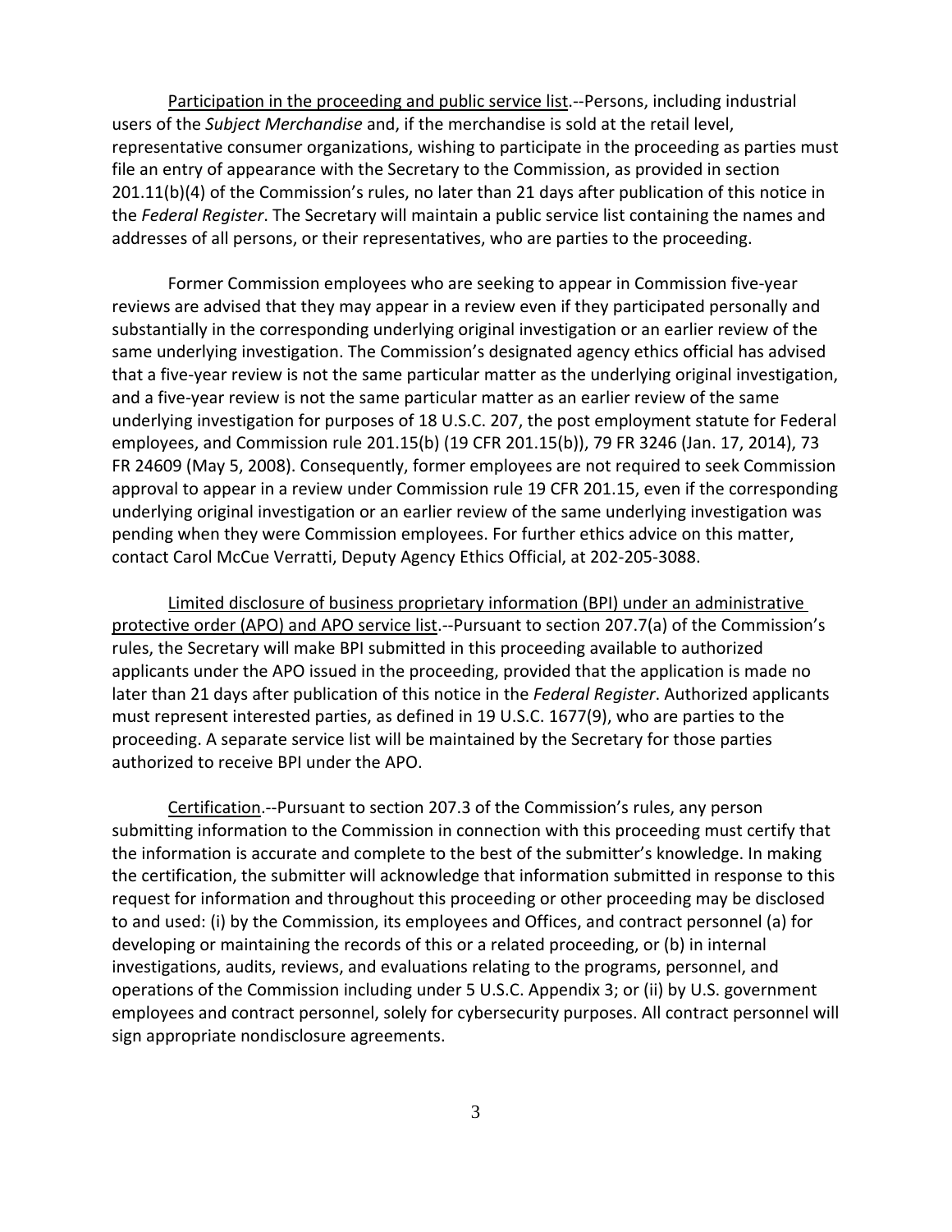Participation in the proceeding and public service list.--Persons, including industrial users of the *Subject Merchandise* and, if the merchandise is sold at the retail level, representative consumer organizations, wishing to participate in the proceeding as parties must file an entry of appearance with the Secretary to the Commission, as provided in section 201.11(b)(4) of the Commission's rules, no later than 21 days after publication of this notice in the *Federal Register*. The Secretary will maintain a public service list containing the names and addresses of all persons, or their representatives, who are parties to the proceeding.

Former Commission employees who are seeking to appear in Commission five-year reviews are advised that they may appear in a review even if they participated personally and substantially in the corresponding underlying original investigation or an earlier review of the same underlying investigation. The Commission's designated agency ethics official has advised that a five-year review is not the same particular matter as the underlying original investigation, and a five-year review is not the same particular matter as an earlier review of the same underlying investigation for purposes of 18 U.S.C. 207, the post employment statute for Federal employees, and Commission rule 201.15(b) (19 CFR 201.15(b)), 79 FR 3246 (Jan. 17, 2014), 73 FR 24609 (May 5, 2008). Consequently, former employees are not required to seek Commission approval to appear in a review under Commission rule 19 CFR 201.15, even if the corresponding underlying original investigation or an earlier review of the same underlying investigation was pending when they were Commission employees. For further ethics advice on this matter, contact Carol McCue Verratti, Deputy Agency Ethics Official, at 202-205-3088.

Limited disclosure of business proprietary information (BPI) under an administrative protective order (APO) and APO service list.--Pursuant to section 207.7(a) of the Commission's rules, the Secretary will make BPI submitted in this proceeding available to authorized applicants under the APO issued in the proceeding, provided that the application is made no later than 21 days after publication of this notice in the *Federal Register*. Authorized applicants must represent interested parties, as defined in 19 U.S.C. 1677(9), who are parties to the proceeding. A separate service list will be maintained by the Secretary for those parties authorized to receive BPI under the APO.

Certification.--Pursuant to section 207.3 of the Commission's rules, any person submitting information to the Commission in connection with this proceeding must certify that the information is accurate and complete to the best of the submitter's knowledge. In making the certification, the submitter will acknowledge that information submitted in response to this request for information and throughout this proceeding or other proceeding may be disclosed to and used: (i) by the Commission, its employees and Offices, and contract personnel (a) for developing or maintaining the records of this or a related proceeding, or (b) in internal investigations, audits, reviews, and evaluations relating to the programs, personnel, and operations of the Commission including under 5 U.S.C. Appendix 3; or (ii) by U.S. government employees and contract personnel, solely for cybersecurity purposes. All contract personnel will sign appropriate nondisclosure agreements.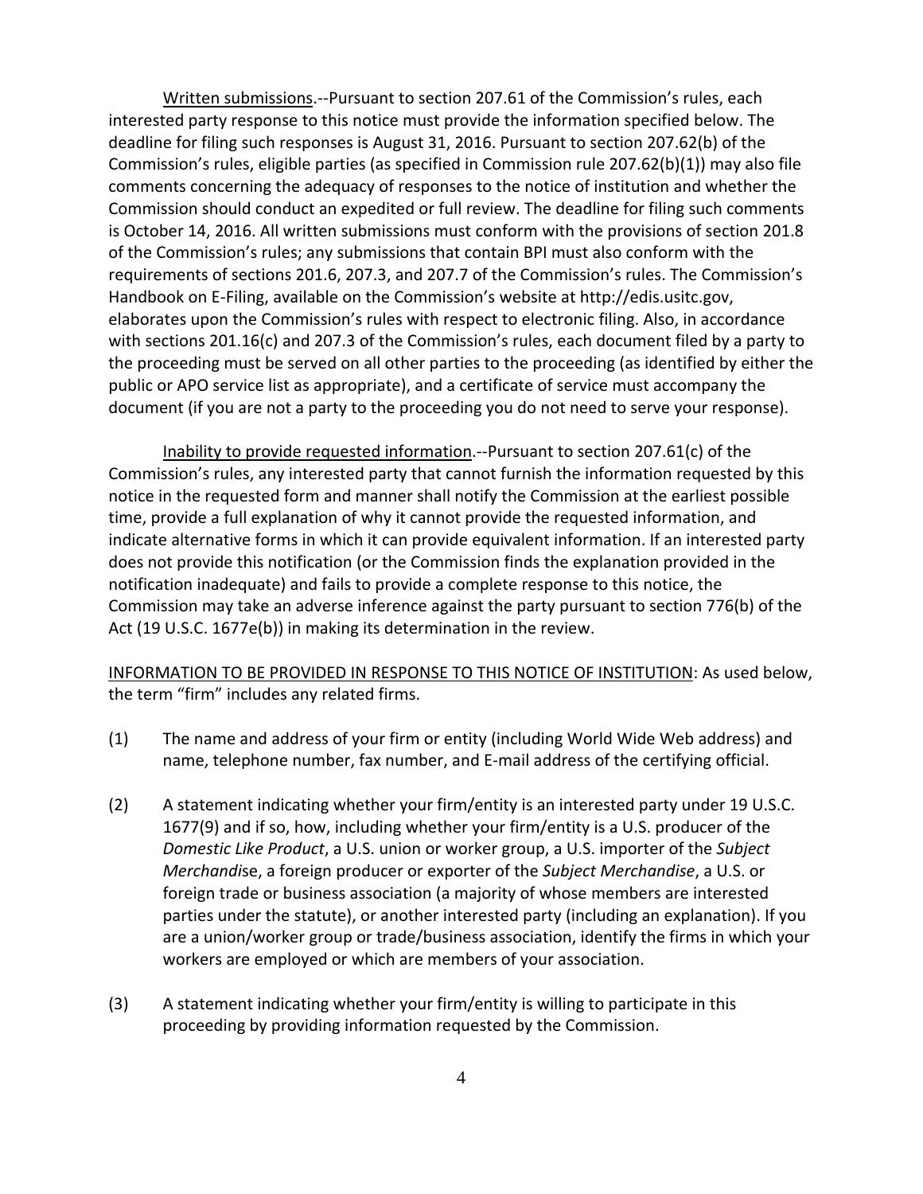Written submissions.--Pursuant to section 207.61 of the Commission's rules, each interested party response to this notice must provide the information specified below. The deadline for filing such responses is August 31, 2016. Pursuant to section 207.62(b) of the Commission's rules, eligible parties (as specified in Commission rule 207.62(b)(1)) may also file comments concerning the adequacy of responses to the notice of institution and whether the Commission should conduct an expedited or full review. The deadline for filing such comments is October 14, 2016. All written submissions must conform with the provisions of section 201.8 of the Commission's rules; any submissions that contain BPI must also conform with the requirements of sections 201.6, 207.3, and 207.7 of the Commission's rules. The Commission's Handbook on E-Filing, available on the Commission's website at http://edis.usitc.gov, elaborates upon the Commission's rules with respect to electronic filing. Also, in accordance with sections 201.16(c) and 207.3 of the Commission's rules, each document filed by a party to the proceeding must be served on all other parties to the proceeding (as identified by either the public or APO service list as appropriate), and a certificate of service must accompany the document (if you are not a party to the proceeding you do not need to serve your response).

Inability to provide requested information.--Pursuant to section 207.61(c) of the Commission's rules, any interested party that cannot furnish the information requested by this notice in the requested form and manner shall notify the Commission at the earliest possible time, provide a full explanation of why it cannot provide the requested information, and indicate alternative forms in which it can provide equivalent information. If an interested party does not provide this notification (or the Commission finds the explanation provided in the notification inadequate) and fails to provide a complete response to this notice, the Commission may take an adverse inference against the party pursuant to section 776(b) of the Act (19 U.S.C. 1677e(b)) in making its determination in the review.

INFORMATION TO BE PROVIDED IN RESPONSE TO THIS NOTICE OF INSTITUTION: As used below, the term "firm" includes any related firms.

(1) The name and address of your firm or entity (including World Wide Web address) and name, telephone number, fax number, and E-mail address of the certifying official.

(2) A statement indicating whether your firm/entity is an interested party under 19 U.S.C. 1677(9) and if so, how, including whether your firm/entity is a U.S. producer of the *Domestic Like Product*, a U.S. union or worker group, a U.S. importer of the *Subject Merchandise*, a foreign producer or exporter of the *Subject Merchandise*, a U.S. or foreign trade or business association (a majority of whose members are interested parties under the statute), or another interested party (including an explanation). If you are a union/worker group or trade/business association, identify the firms in which your workers are employed or which are members of your association.

(3) A statement indicating whether your firm/entity is willing to participate in this proceeding by providing information requested by the Commission.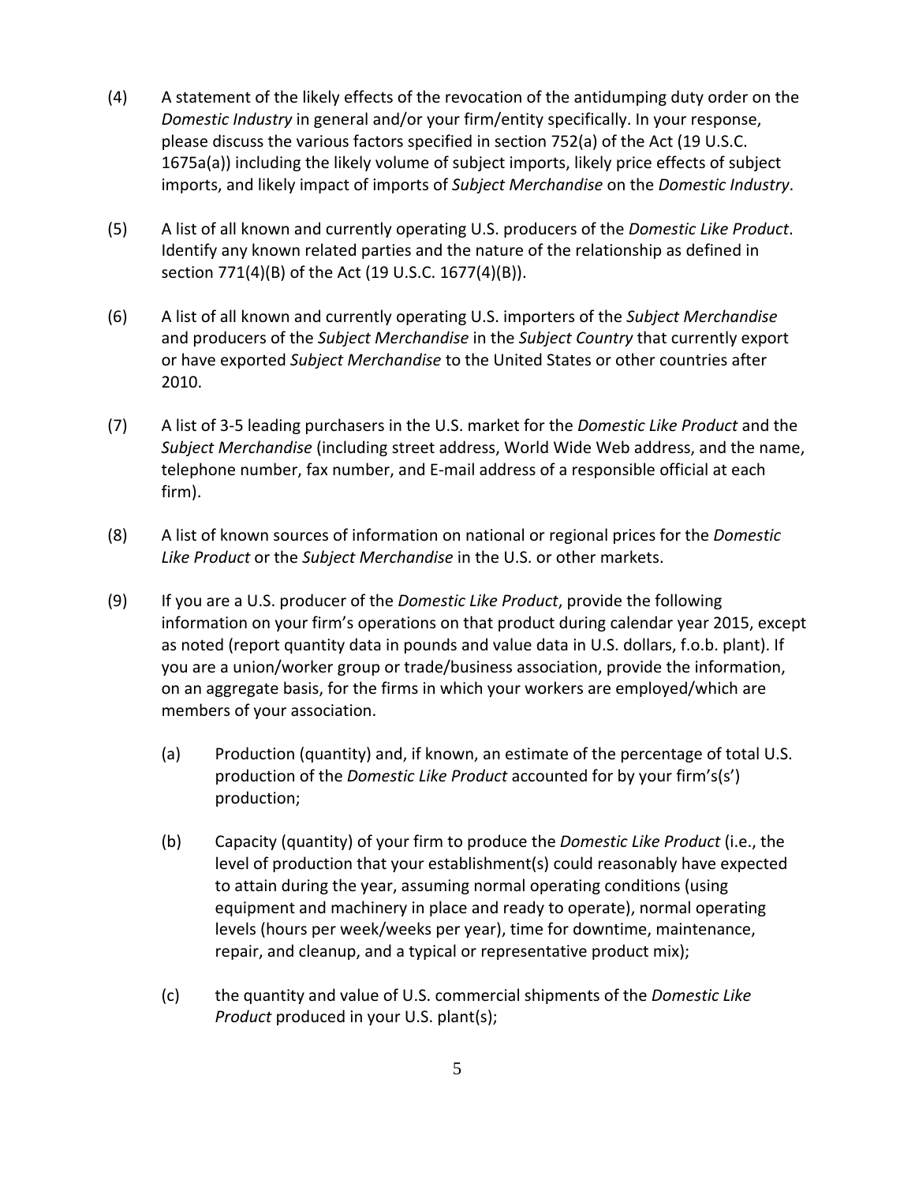(4) A statement of the likely effects of the revocation of the antidumping duty order on the *Domestic Industry* in general and/or your firm/entity specifically. In your response, please discuss the various factors specified in section 752(a) of the Act (19 U.S.C. 1675a(a)) including the likely volume of subject imports, likely price effects of subject imports, and likely impact of imports of *Subject Merchandise* on the *Domestic Industry*.

(5) A list of all known and currently operating U.S. producers of the *Domestic Like Product*. Identify any known related parties and the nature of the relationship as defined in section 771(4)(B) of the Act (19 U.S.C. 1677(4)(B)).

(6) A list of all known and currently operating U.S. importers of the *Subject Merchandise* and producers of the *Subject Merchandise* in the *Subject Country* that currently export or have exported *Subject Merchandise* to the United States or other countries after 2010.

(7) A list of 3-5 leading purchasers in the U.S. market for the *Domestic Like Product* and the *Subject Merchandise* (including street address, World Wide Web address, and the name, telephone number, fax number, and E-mail address of a responsible official at each firm).

(8) A list of known sources of information on national or regional prices for the *Domestic Like Product* or the *Subject Merchandise* in the U.S. or other markets.

(9) If you are a U.S. producer of the *Domestic Like Product*, provide the following information on your firm's operations on that product during calendar year 2015, except as noted (report quantity data in pounds and value data in U.S. dollars, f.o.b. plant). If you are a union/worker group or trade/business association, provide the information, on an aggregate basis, for the firms in which your workers are employed/which are members of your association.

   (a) Production (quantity) and, if known, an estimate of the percentage of total U.S. production of the *Domestic Like Product* accounted for by your firm's(s') production;

   (b) Capacity (quantity) of your firm to produce the *Domestic Like Product* (i.e., the level of production that your establishment(s) could reasonably have expected to attain during the year, assuming normal operating conditions (using equipment and machinery in place and ready to operate), normal operating levels (hours per week/weeks per year), time for downtime, maintenance, repair, and cleanup, and a typical or representative product mix);

   (c) the quantity and value of U.S. commercial shipments of the *Domestic Like Product* produced in your U.S. plant(s);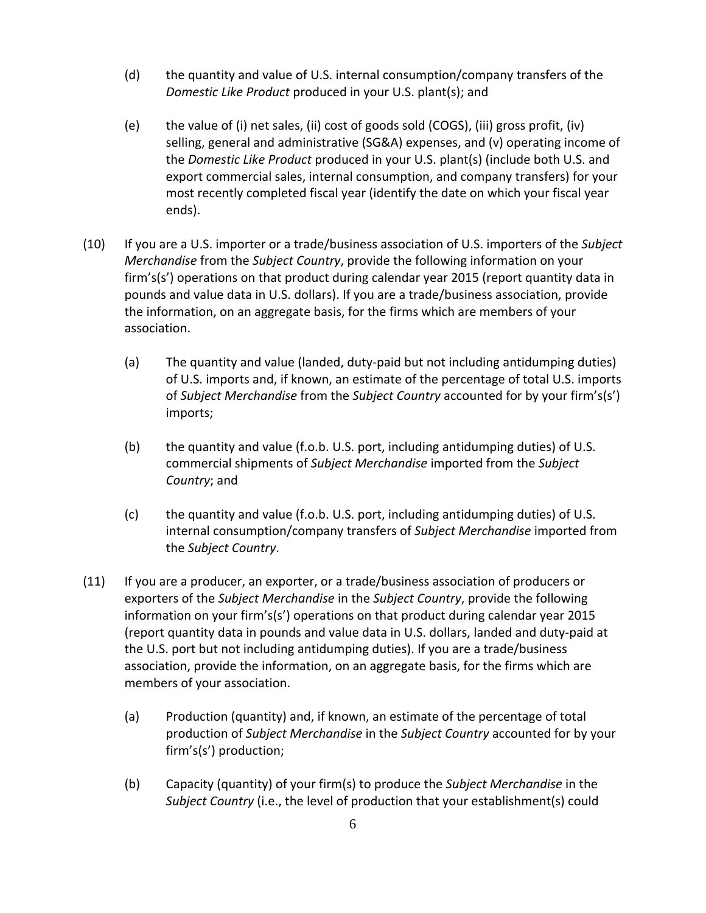(d) the quantity and value of U.S. internal consumption/company transfers of the *Domestic Like Product* produced in your U.S. plant(s); and

(e) the value of (i) net sales, (ii) cost of goods sold (COGS), (iii) gross profit, (iv) selling, general and administrative (SG&A) expenses, and (v) operating income of the *Domestic Like Product* produced in your U.S. plant(s) (include both U.S. and export commercial sales, internal consumption, and company transfers) for your most recently completed fiscal year (identify the date on which your fiscal year ends).

(10) If you are a U.S. importer or a trade/business association of U.S. importers of the *Subject Merchandise* from the *Subject Country*, provide the following information on your firm's(s') operations on that product during calendar year 2015 (report quantity data in pounds and value data in U.S. dollars). If you are a trade/business association, provide the information, on an aggregate basis, for the firms which are members of your association.

(a) The quantity and value (landed, duty-paid but not including antidumping duties) of U.S. imports and, if known, an estimate of the percentage of total U.S. imports of *Subject Merchandise* from the *Subject Country* accounted for by your firm's(s') imports;

(b) the quantity and value (f.o.b. U.S. port, including antidumping duties) of U.S. commercial shipments of *Subject Merchandise* imported from the *Subject Country*; and

(c) the quantity and value (f.o.b. U.S. port, including antidumping duties) of U.S. internal consumption/company transfers of *Subject Merchandise* imported from the *Subject Country*.

(11) If you are a producer, an exporter, or a trade/business association of producers or exporters of the *Subject Merchandise* in the *Subject Country*, provide the following information on your firm's(s') operations on that product during calendar year 2015 (report quantity data in pounds and value data in U.S. dollars, landed and duty-paid at the U.S. port but not including antidumping duties). If you are a trade/business association, provide the information, on an aggregate basis, for the firms which are members of your association.

(a) Production (quantity) and, if known, an estimate of the percentage of total production of *Subject Merchandise* in the *Subject Country* accounted for by your firm's(s') production;

(b) Capacity (quantity) of your firm(s) to produce the *Subject Merchandise* in the *Subject Country* (i.e., the level of production that your establishment(s) could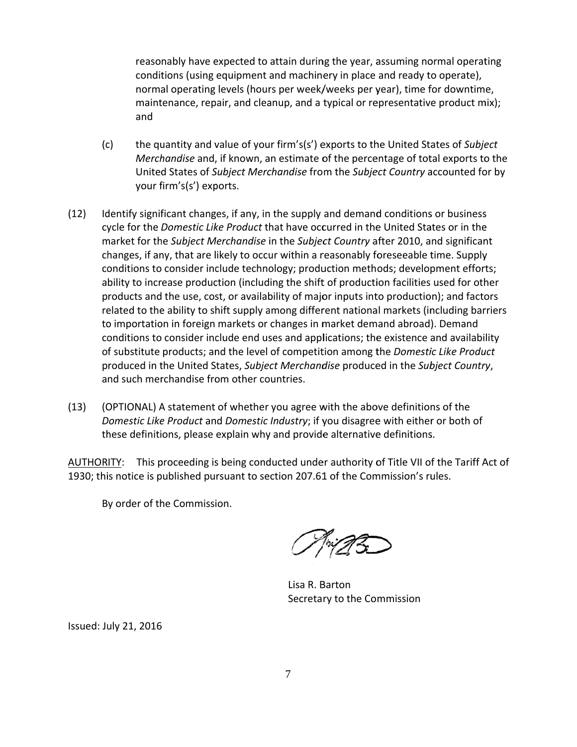reasonably have expected to attain during the year, assuming normal operating conditions (using equipment and machinery in place and ready to operate), normal operating levels (hours per week/weeks per year), time for downtime, maintenance, repair, and cleanup, and a typical or representative product mix); and

(c) the quantity and value of your firm's(s') exports to the United States of *Subject Merchandise* and, if known, an estimate of the percentage of total exports to the United States of *Subject Merchandise* from the *Subject Country* accounted for by your firm's(s') exports.

(12) Identify significant changes, if any, in the supply and demand conditions or business cycle for the *Domestic Like Product* that have occurred in the United States or in the market for the *Subject Merchandise* in the *Subject Country* after 2010, and significant changes, if any, that are likely to occur within a reasonably foreseeable time. Supply conditions to consider include technology; production methods; development efforts; ability to increase production (including the shift of production facilities used for other products and the use, cost, or availability of major inputs into production); and factors related to the ability to shift supply among different national markets (including barriers to importation in foreign markets or changes in market demand abroad). Demand conditions to consider include end uses and applications; the existence and availability of substitute products; and the level of competition among the *Domestic Like Product* produced in the United States, *Subject Merchandise* produced in the *Subject Country*, and such merchandise from other countries.

(13) (OPTIONAL) A statement of whether you agree with the above definitions of the *Domestic Like Product* and *Domestic Industry*; if you disagree with either or both of these definitions, please explain why and provide alternative definitions.

AUTHORITY: This proceeding is being conducted under authority of Title VII of the Tariff Act of 1930; this notice is published pursuant to section 207.61 of the Commission's rules.

By order of the Commission.

Lisa R. Barton
Secretary to the Commission

Issued: July 21, 2016